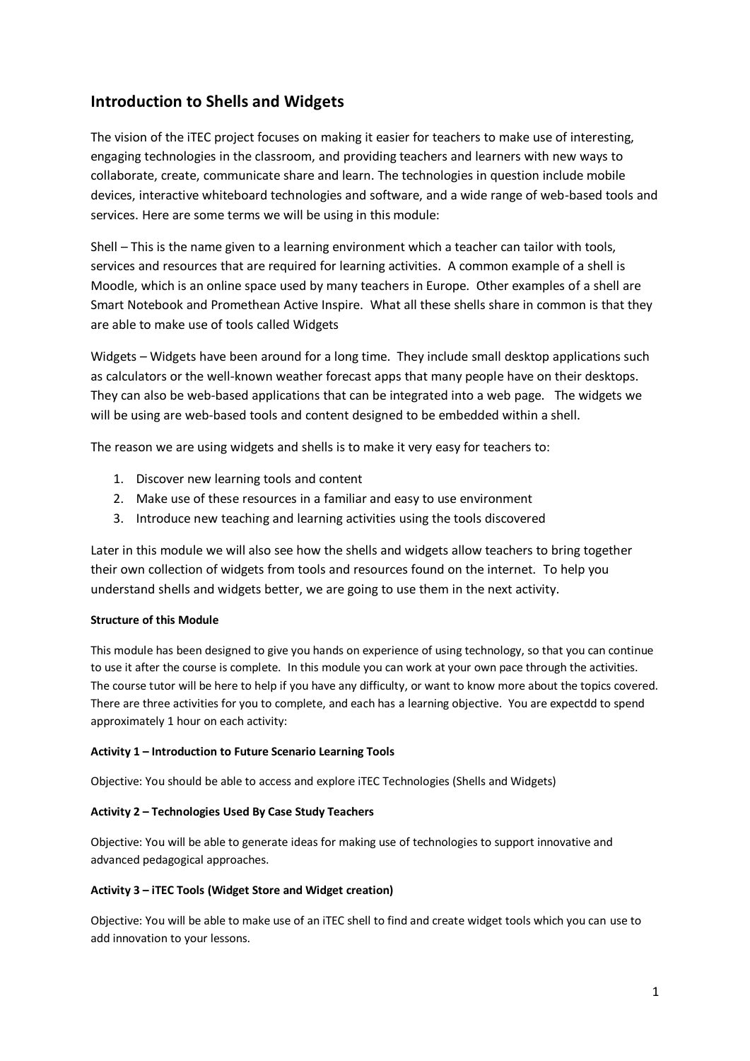## Introduction to Shells and Widgets

The vision of the iTEC project focuses on making it easier for teachers to make use of interesting, engaging technologies in the classroom, and providing teachers and learners with new ways to collaborate, create, communicate share and learn. The technologies in question include mobile devices, interactive whiteboard technologies and software, and a wide range of web-based tools and services. Here are some terms we will be using in this module:

Shell – This is the name given to a learning environment which a teacher can tailor with tools, services and resources that are required for learning activities. A common example of a shell is Moodle, which is an online space used by many teachers in Europe. Other examples of a shell are Smart Notebook and Promethean Active Inspire. What all these shells share in common is that they are able to make use of tools called Widgets

Widgets – Widgets have been around for a long time. They include small desktop applications such as calculators or the well-known weather forecast apps that many people have on their desktops. They can also be web-based applications that can be integrated into a web page. The widgets we will be using are web-based tools and content designed to be embedded within a shell.

The reason we are using widgets and shells is to make it very easy for teachers to:

1. Discover new learning tools and content
2. Make use of these resources in a familiar and easy to use environment
3. Introduce new teaching and learning activities using the tools discovered

Later in this module we will also see how the shells and widgets allow teachers to bring together their own collection of widgets from tools and resources found on the internet. To help you understand shells and widgets better, we are going to use them in the next activity.

**Structure of this Module**

This module has been designed to give you hands on experience of using technology, so that you can continue to use it after the course is complete. In this module you can work at your own pace through the activities. The course tutor will be here to help if you have any difficulty, or want to know more about the topics covered. There are three activities for you to complete, and each has a learning objective. You are expectdd to spend approximately 1 hour on each activity:

**Activity 1 – Introduction to Future Scenario Learning Tools**

Objective: You should be able to access and explore iTEC Technologies (Shells and Widgets)

**Activity 2 – Technologies Used By Case Study Teachers**

Objective: You will be able to generate ideas for making use of technologies to support innovative and advanced pedagogical approaches.

**Activity 3 – iTEC Tools (Widget Store and Widget creation)**

Objective: You will be able to make use of an iTEC shell to find and create widget tools which you can use to add innovation to your lessons.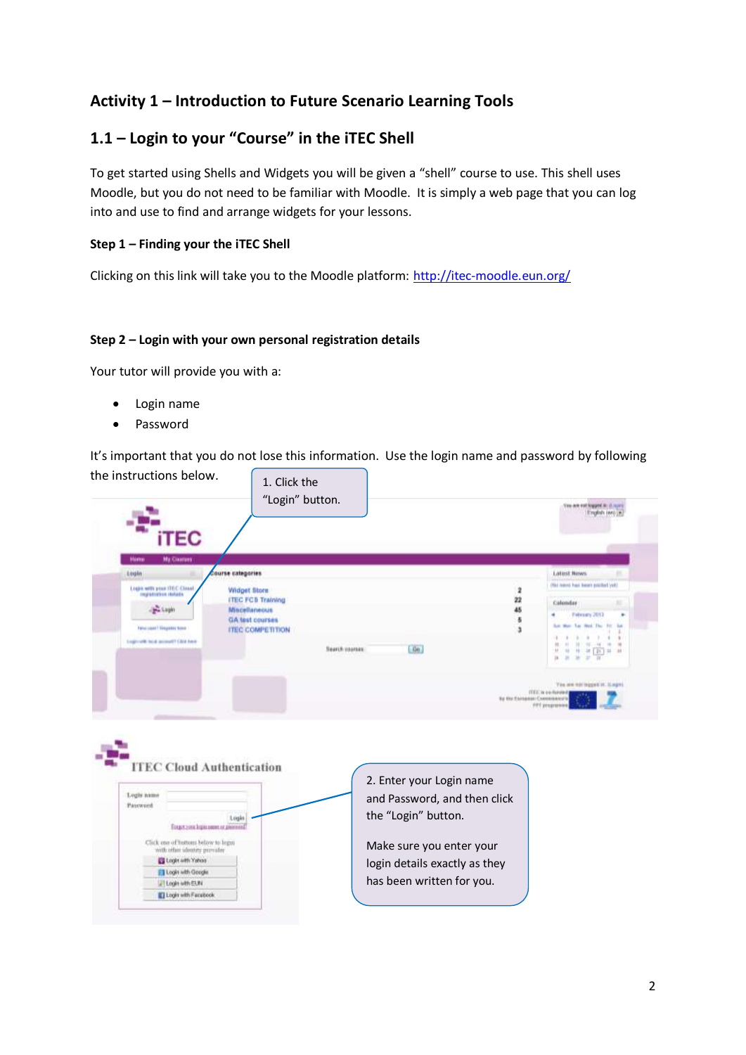## Activity 1 – Introduction to Future Scenario Learning Tools

### 1.1 – Login to your "Course" in the iTEC Shell

To get started using Shells and Widgets you will be given a "shell" course to use. This shell uses Moodle, but you do not need to be familiar with Moodle. It is simply a web page that you can log into and use to find and arrange widgets for your lessons.

**Step 1 – Finding your the iTEC Shell**

Clicking on this link will take you to the Moodle platform: [http://itec-moodle.eun.org/](http://itec-moodle.eun.org/)

**Step 2 – Login with your own personal registration details**

Your tutor will provide you with a:

- Login name
- Password

It's important that you do not lose this information. Use the login name and password by following the instructions below.

1. Click the "Login" button.

2. Enter your Login name and Password, and then click the "Login" button.

Make sure you enter your login details exactly as they has been written for you.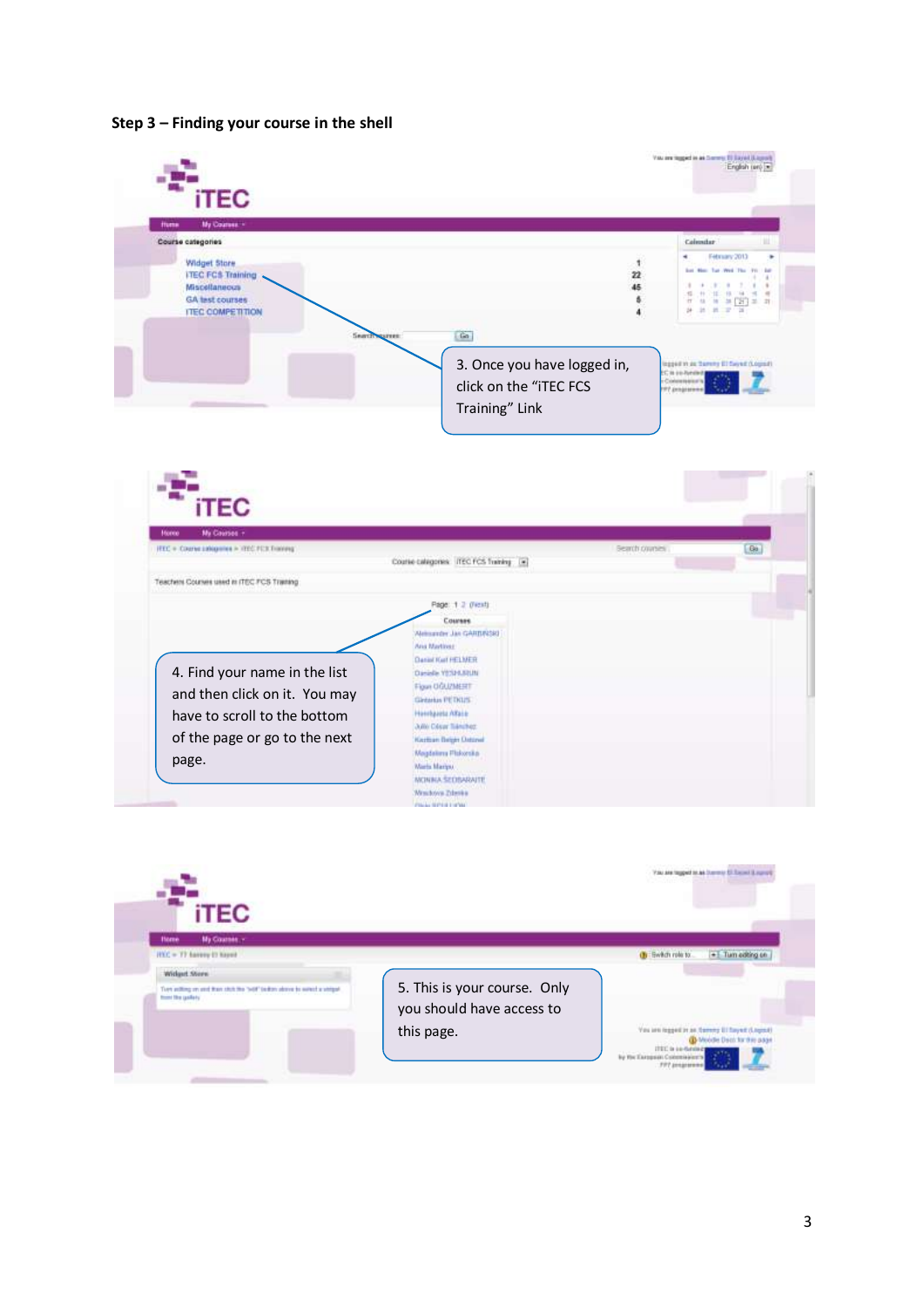**Step 3 – Finding your course in the shell**

3. Once you have logged in, click on the "iTEC FCS Training" Link

4. Find your name in the list and then click on it. You may have to scroll to the bottom of the page or go to the next page.

5. This is your course. Only you should have access to this page.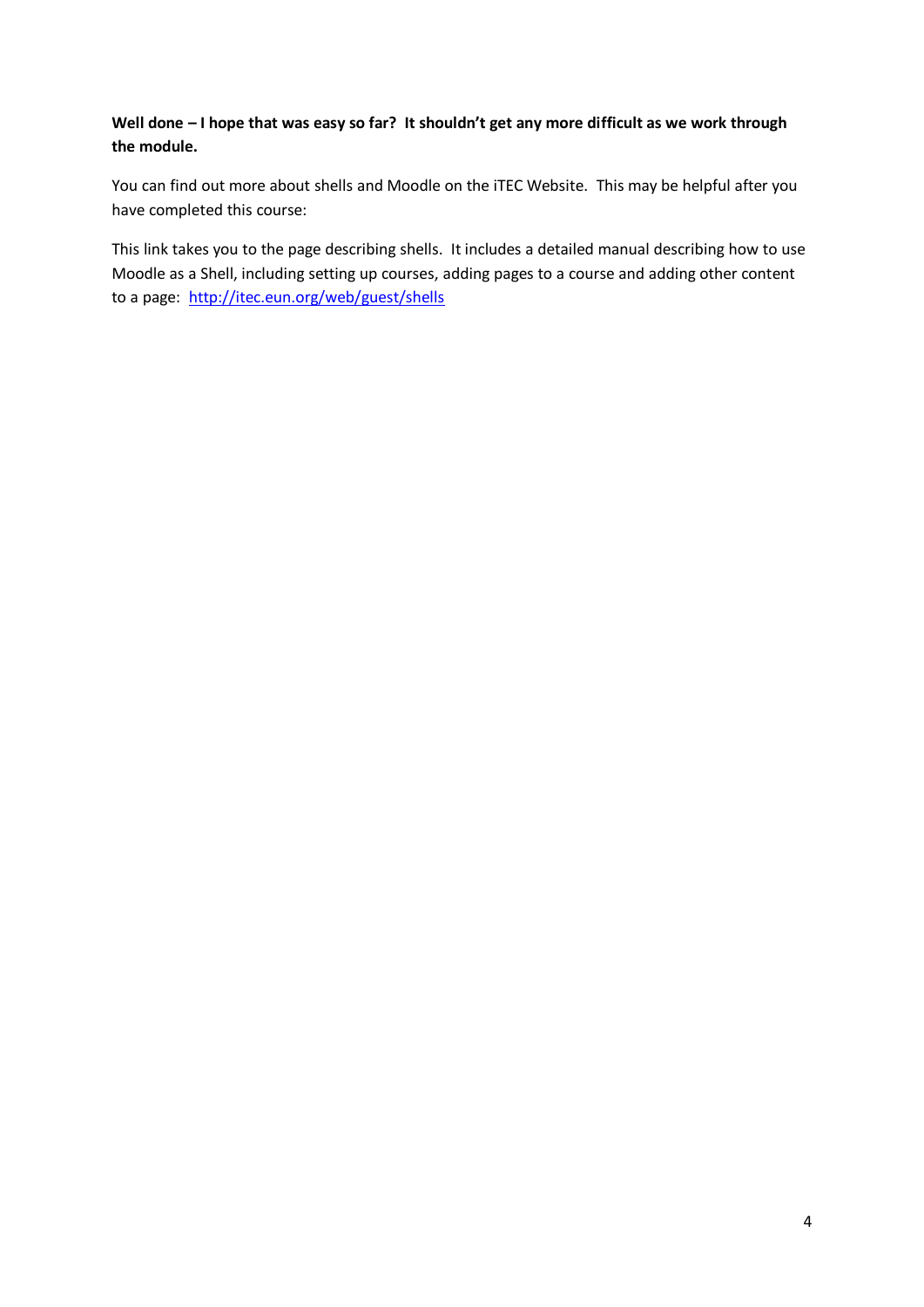**Well done – I hope that was easy so far? It shouldn't get any more difficult as we work through the module.**

You can find out more about shells and Moodle on the iTEC Website. This may be helpful after you have completed this course:

This link takes you to the page describing shells. It includes a detailed manual describing how to use Moodle as a Shell, including setting up courses, adding pages to a course and adding other content to a page: [http://itec.eun.org/web/guest/shells](http://itec.eun.org/web/guest/shells)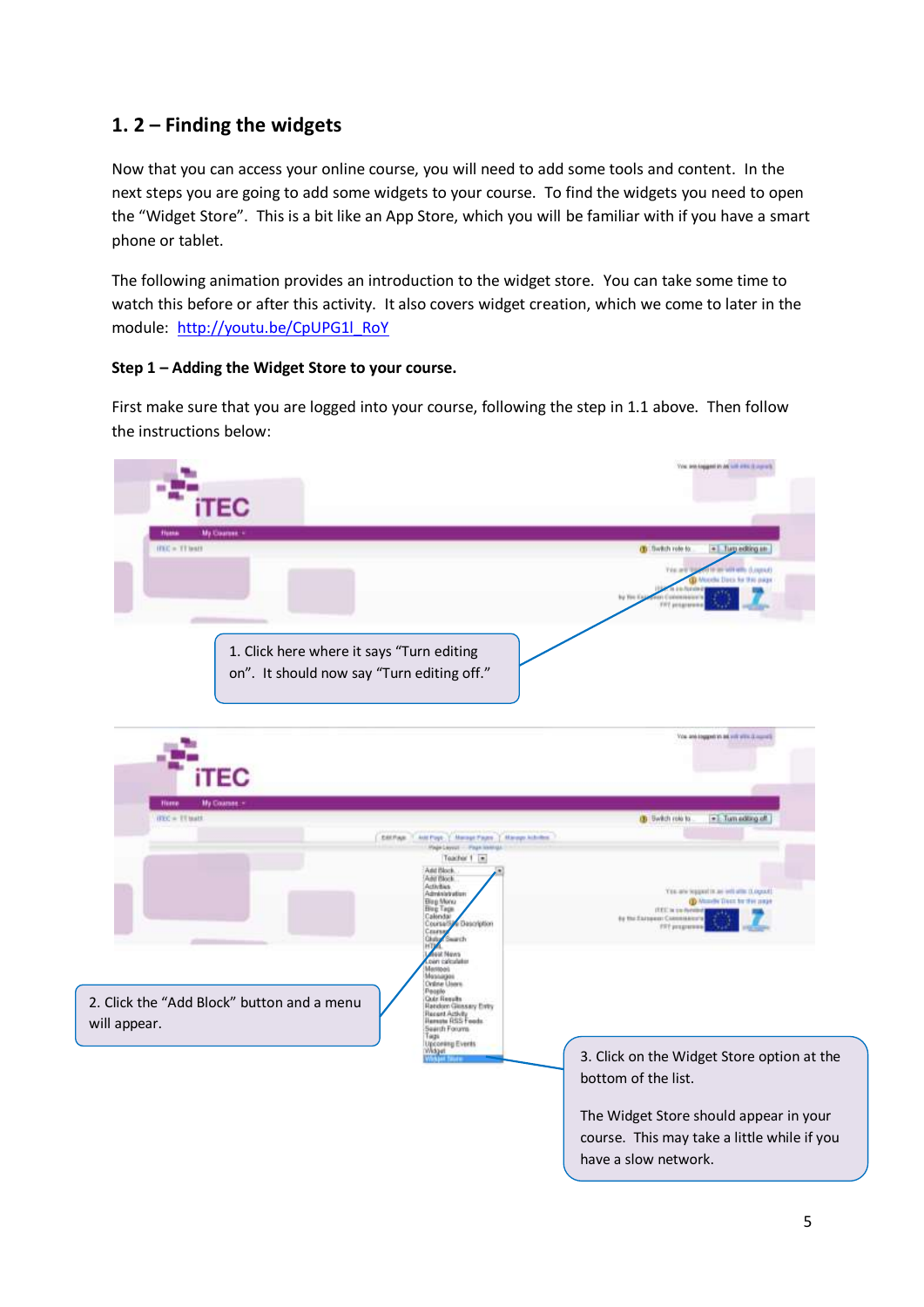## 1. 2 – Finding the widgets

Now that you can access your online course, you will need to add some tools and content. In the next steps you are going to add some widgets to your course. To find the widgets you need to open the "Widget Store". This is a bit like an App Store, which you will be familiar with if you have a smart phone or tablet.

The following animation provides an introduction to the widget store. You can take some time to watch this before or after this activity. It also covers widget creation, which we come to later in the module: [http://youtu.be/CpUPG1l_RoY](http://youtu.be/CpUPG1l_RoY)

**Step 1 – Adding the Widget Store to your course.**

First make sure that you are logged into your course, following the step in 1.1 above. Then follow the instructions below:

1. Click here where it says "Turn editing on". It should now say "Turn editing off."

2. Click the "Add Block" button and a menu will appear.

3. Click on the Widget Store option at the bottom of the list.

The Widget Store should appear in your course. This may take a little while if you have a slow network.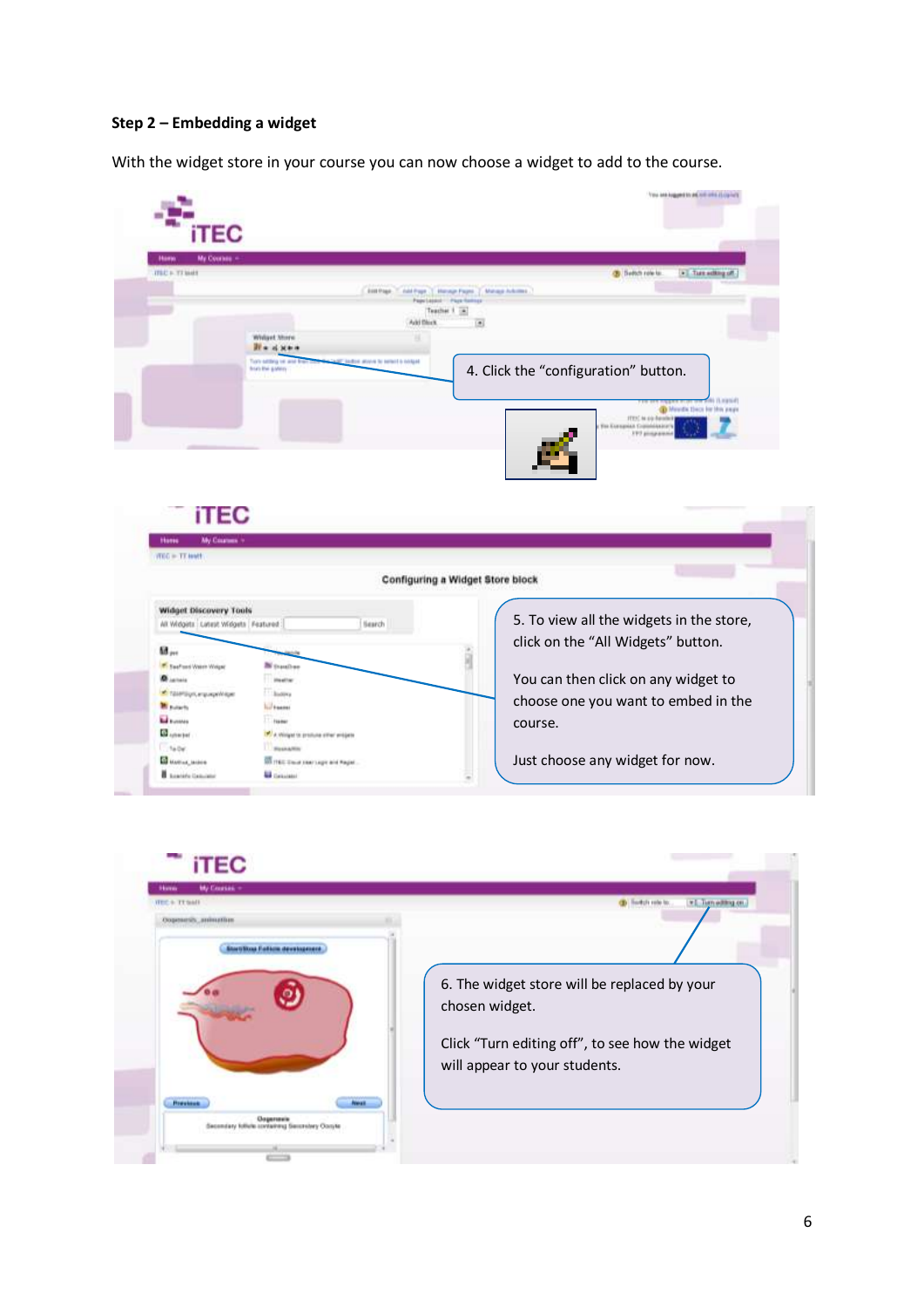**Step 2 – Embedding a widget**

With the widget store in your course you can now choose a widget to add to the course.

4. Click the "configuration" button.

5. To view all the widgets in the store, click on the "All Widgets" button.

You can then click on any widget to choose one you want to embed in the course.

Just choose any widget for now.

6. The widget store will be replaced by your chosen widget.

Click "Turn editing off", to see how the widget will appear to your students.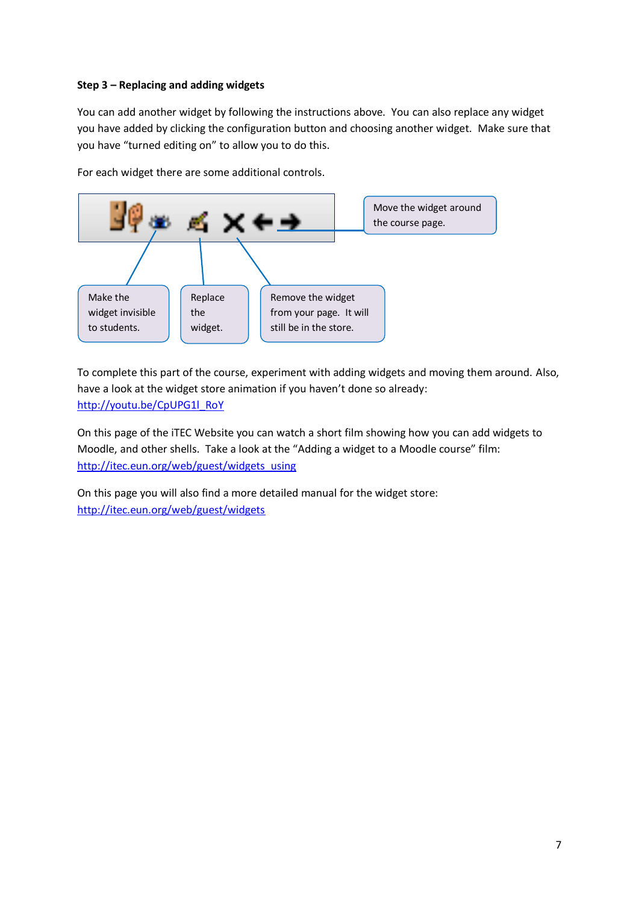**Step 3 – Replacing and adding widgets**

You can add another widget by following the instructions above. You can also replace any widget you have added by clicking the configuration button and choosing another widget. Make sure that you have "turned editing on" to allow you to do this.

For each widget there are some additional controls.

Move the widget around the course page.

Make the widget invisible to students.

Replace the widget.

Remove the widget from your page. It will still be in the store.

To complete this part of the course, experiment with adding widgets and moving them around. Also, have a look at the widget store animation if you haven't done so already:
http://youtu.be/CpUPG1l_RoY

On this page of the iTEC Website you can watch a short film showing how you can add widgets to Moodle, and other shells. Take a look at the "Adding a widget to a Moodle course" film:
http://itec.eun.org/web/guest/widgets_using

On this page you will also find a more detailed manual for the widget store:
http://itec.eun.org/web/guest/widgets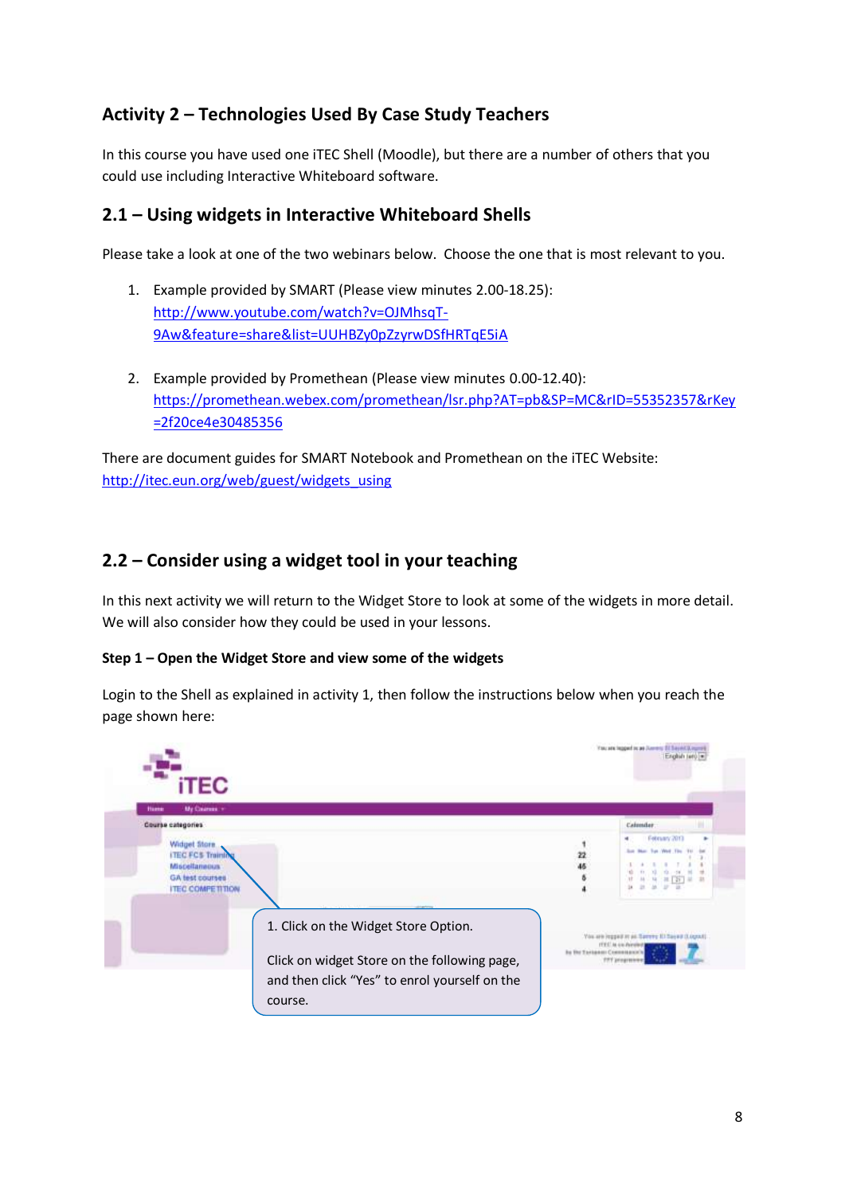## Activity 2 – Technologies Used By Case Study Teachers

In this course you have used one iTEC Shell (Moodle), but there are a number of others that you could use including Interactive Whiteboard software.

### 2.1 – Using widgets in Interactive Whiteboard Shells

Please take a look at one of the two webinars below. Choose the one that is most relevant to you.

1. Example provided by SMART (Please view minutes 2.00-18.25): http://www.youtube.com/watch?v=OJMhsqT-9Aw&feature=share&list=UUHBZy0pZzyrwDSfHRTqE5iA

2. Example provided by Promethean (Please view minutes 0.00-12.40): https://promethean.webex.com/promethean/lsr.php?AT=pb&SP=MC&rID=55352357&rKey=2f20ce4e30485356

There are document guides for SMART Notebook and Promethean on the iTEC Website: http://itec.eun.org/web/guest/widgets_using

### 2.2 – Consider using a widget tool in your teaching

In this next activity we will return to the Widget Store to look at some of the widgets in more detail. We will also consider how they could be used in your lessons.

**Step 1 – Open the Widget Store and view some of the widgets**

Login to the Shell as explained in activity 1, then follow the instructions below when you reach the page shown here:

1. Click on the Widget Store Option.

Click on widget Store on the following page, and then click "Yes" to enrol yourself on the course.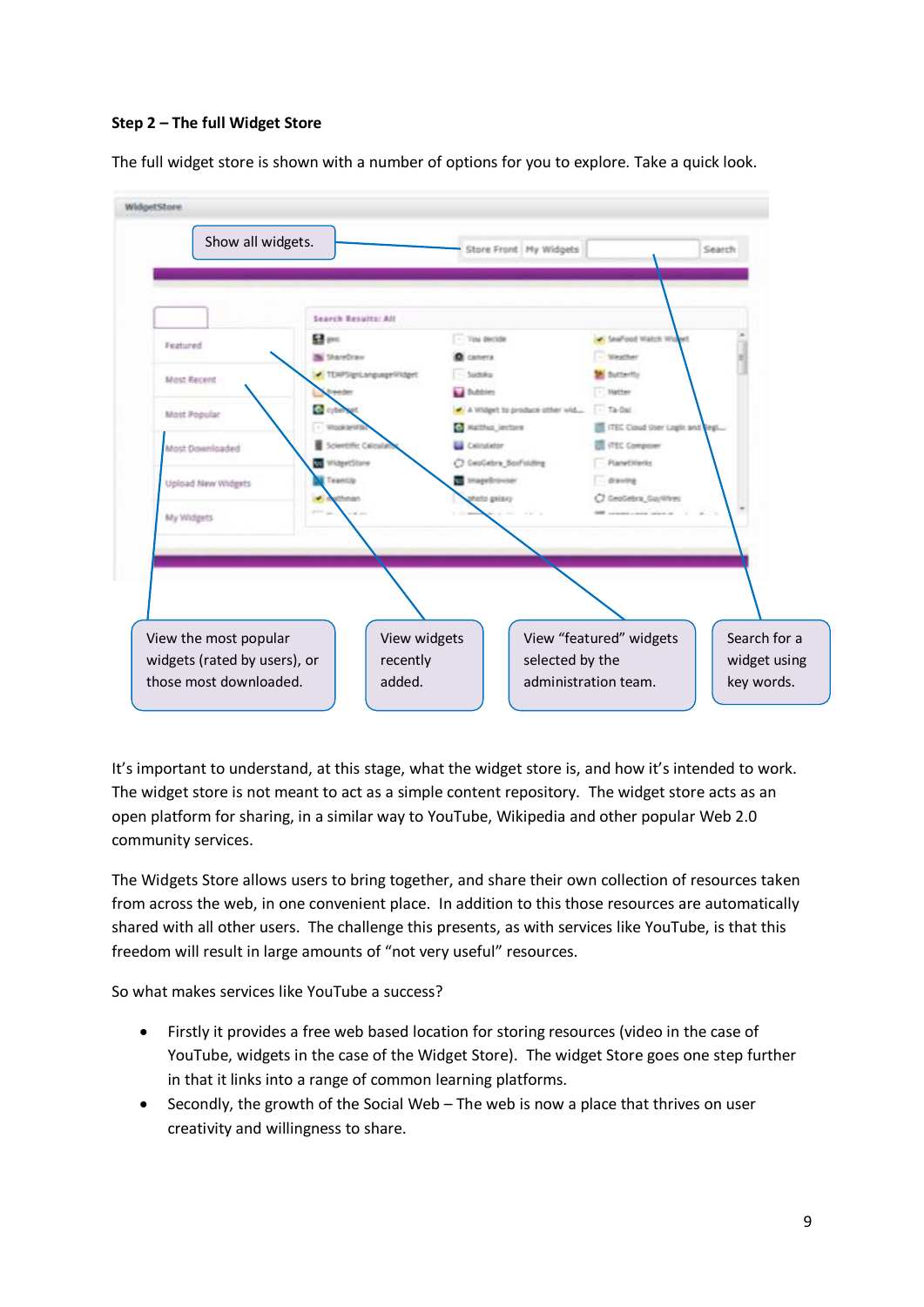**Step 2 – The full Widget Store**

The full widget store is shown with a number of options for you to explore. Take a quick look.

Show all widgets.

View the most popular widgets (rated by users), or those most downloaded.

View widgets recently added.

View "featured" widgets selected by the administration team.

Search for a widget using key words.

It's important to understand, at this stage, what the widget store is, and how it's intended to work. The widget store is not meant to act as a simple content repository. The widget store acts as an open platform for sharing, in a similar way to YouTube, Wikipedia and other popular Web 2.0 community services.

The Widgets Store allows users to bring together, and share their own collection of resources taken from across the web, in one convenient place. In addition to this those resources are automatically shared with all other users. The challenge this presents, as with services like YouTube, is that this freedom will result in large amounts of "not very useful" resources.

So what makes services like YouTube a success?

- Firstly it provides a free web based location for storing resources (video in the case of YouTube, widgets in the case of the Widget Store). The widget Store goes one step further in that it links into a range of common learning platforms.
- Secondly, the growth of the Social Web – The web is now a place that thrives on user creativity and willingness to share.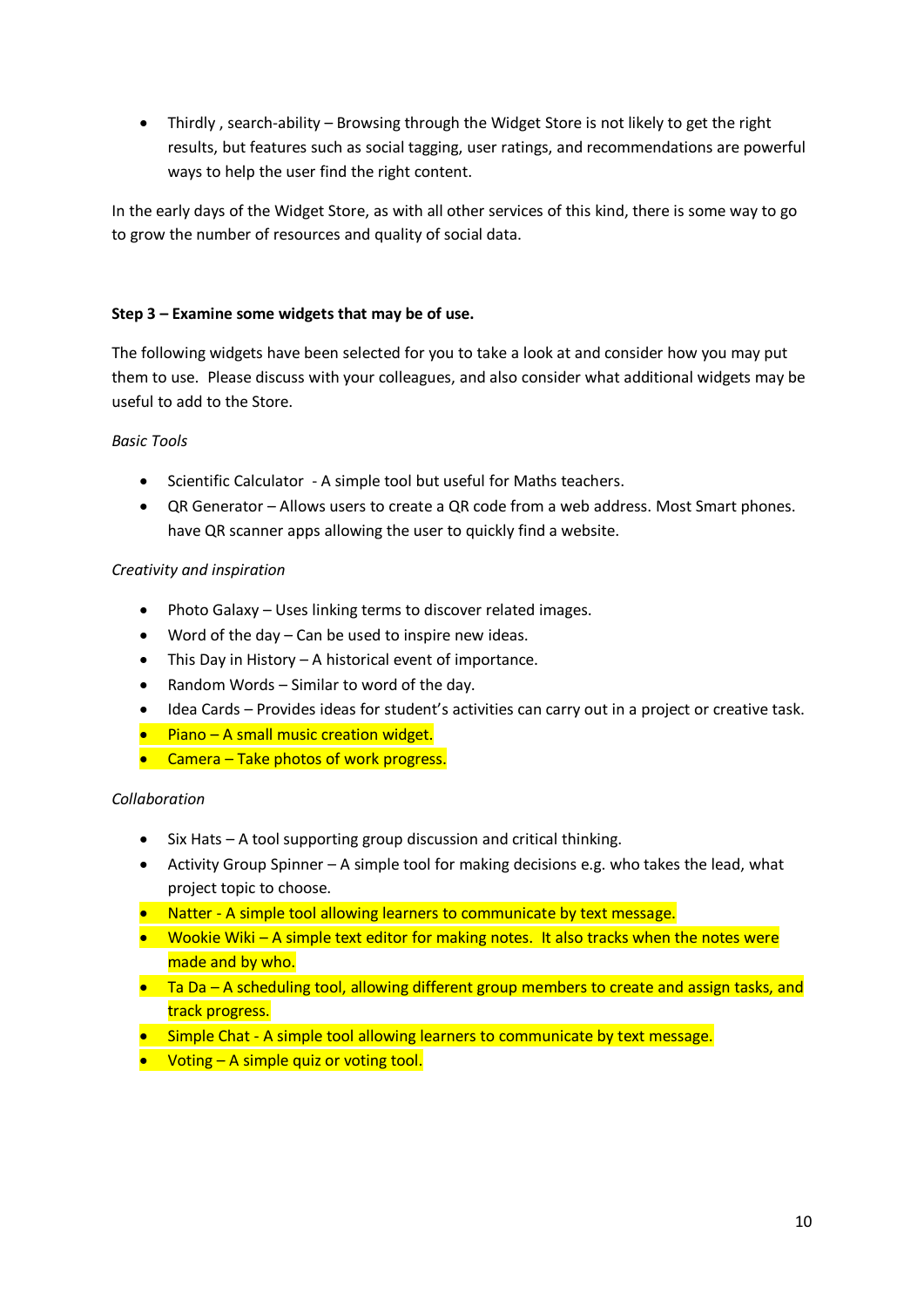- Thirdly , search-ability – Browsing through the Widget Store is not likely to get the right results, but features such as social tagging, user ratings, and recommendations are powerful ways to help the user find the right content.

In the early days of the Widget Store, as with all other services of this kind, there is some way to go to grow the number of resources and quality of social data.

**Step 3 – Examine some widgets that may be of use.**

The following widgets have been selected for you to take a look at and consider how you may put them to use. Please discuss with your colleagues, and also consider what additional widgets may be useful to add to the Store.

*Basic Tools*

- Scientific Calculator - A simple tool but useful for Maths teachers.
- QR Generator – Allows users to create a QR code from a web address. Most Smart phones. have QR scanner apps allowing the user to quickly find a website.

*Creativity and inspiration*

- Photo Galaxy – Uses linking terms to discover related images.
- Word of the day – Can be used to inspire new ideas.
- This Day in History – A historical event of importance.
- Random Words – Similar to word of the day.
- Idea Cards – Provides ideas for student's activities can carry out in a project or creative task.
- Piano – A small music creation widget.
- Camera – Take photos of work progress.

*Collaboration*

- Six Hats – A tool supporting group discussion and critical thinking.
- Activity Group Spinner – A simple tool for making decisions e.g. who takes the lead, what project topic to choose.
- Natter - A simple tool allowing learners to communicate by text message.
- Wookie Wiki – A simple text editor for making notes. It also tracks when the notes were made and by who.
- Ta Da – A scheduling tool, allowing different group members to create and assign tasks, and track progress.
- Simple Chat - A simple tool allowing learners to communicate by text message.
- Voting – A simple quiz or voting tool.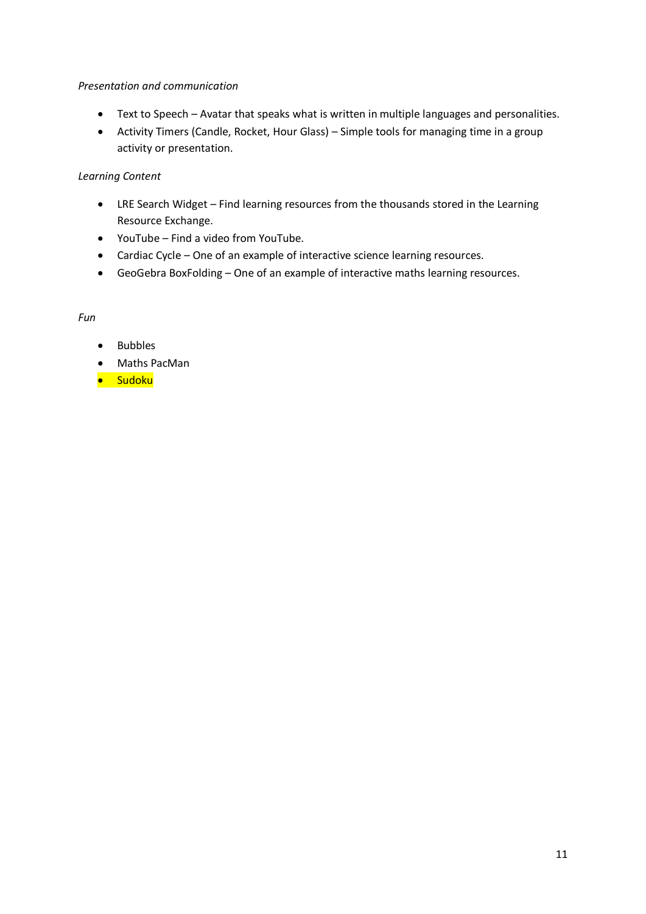*Presentation and communication*

- Text to Speech – Avatar that speaks what is written in multiple languages and personalities.
- Activity Timers (Candle, Rocket, Hour Glass) – Simple tools for managing time in a group activity or presentation.

*Learning Content*

- LRE Search Widget – Find learning resources from the thousands stored in the Learning Resource Exchange.
- YouTube – Find a video from YouTube.
- Cardiac Cycle – One of an example of interactive science learning resources.
- GeoGebra BoxFolding – One of an example of interactive maths learning resources.

*Fun*

- Bubbles
- Maths PacMan
- Sudoku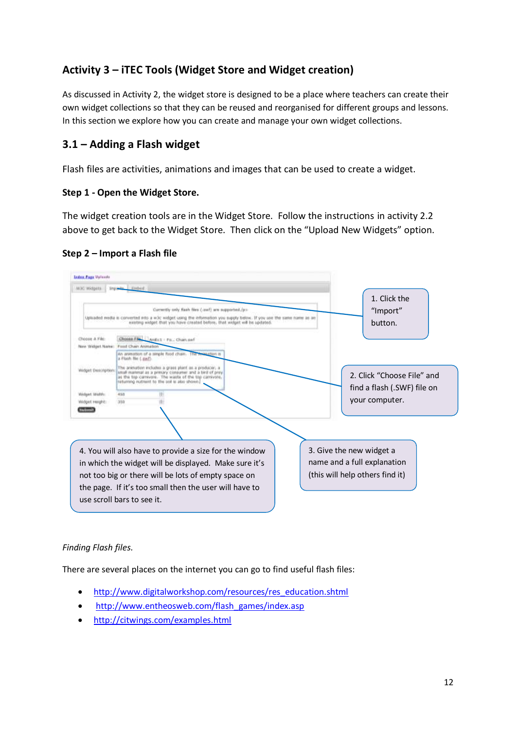## Activity 3 – iTEC Tools (Widget Store and Widget creation)

As discussed in Activity 2, the widget store is designed to be a place where teachers can create their own widget collections so that they can be reused and reorganised for different groups and lessons. In this section we explore how you can create and manage your own widget collections.

### 3.1 – Adding a Flash widget

Flash files are activities, animations and images that can be used to create a widget.

**Step 1 - Open the Widget Store.**

The widget creation tools are in the Widget Store. Follow the instructions in activity 2.2 above to get back to the Widget Store. Then click on the “Upload New Widgets” option.

**Step 2 – Import a Flash file**

1. Click the “Import” button.

2. Click “Choose File” and find a flash (.SWF) file on your computer.

3. Give the new widget a name and a full explanation (this will help others find it)

4. You will also have to provide a size for the window in which the widget will be displayed. Make sure it’s not too big or there will be lots of empty space on the page. If it’s too small then the user will have to use scroll bars to see it.

*Finding Flash files.*

There are several places on the internet you can go to find useful flash files:

- http://www.digitalworkshop.com/resources/res_education.shtml
- http://www.entheosweb.com/flash_games/index.asp
- http://citwings.com/examples.html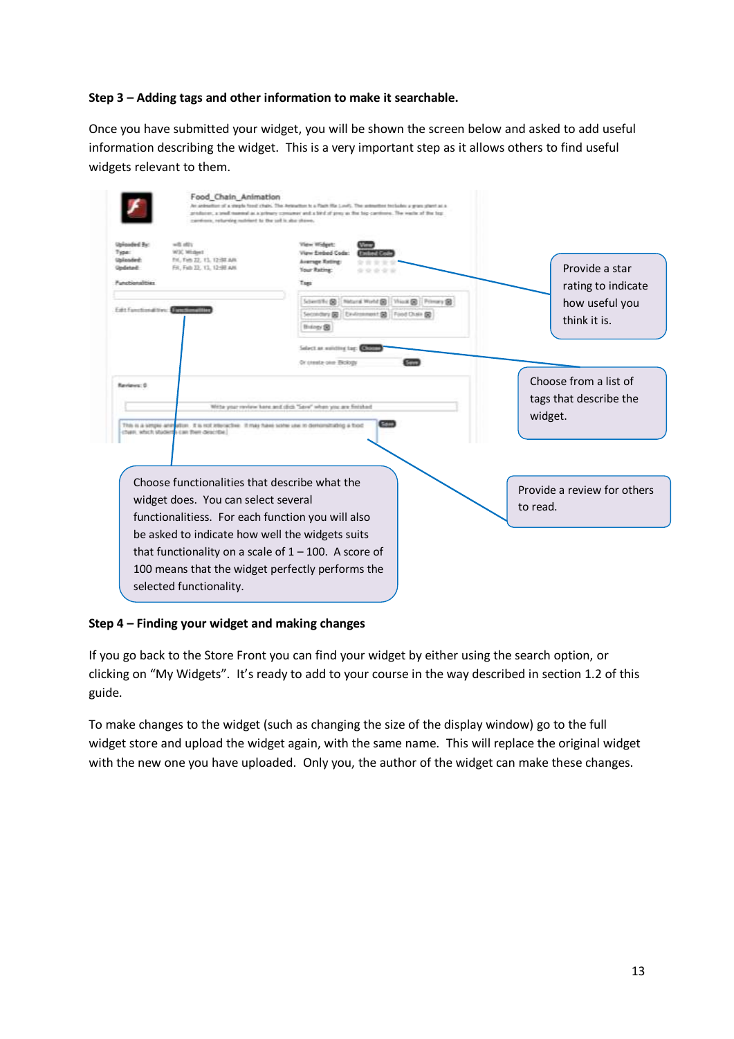**Step 3 – Adding tags and other information to make it searchable.**

Once you have submitted your widget, you will be shown the screen below and asked to add useful information describing the widget. This is a very important step as it allows others to find useful widgets relevant to them.

Provide a star rating to indicate how useful you think it is.

Choose from a list of tags that describe the widget.

Provide a review for others to read.

Choose functionalities that describe what the widget does. You can select several functionalitiess. For each function you will also be asked to indicate how well the widgets suits that functionality on a scale of 1 – 100. A score of 100 means that the widget perfectly performs the selected functionality.

**Step 4 – Finding your widget and making changes**

If you go back to the Store Front you can find your widget by either using the search option, or clicking on "My Widgets". It's ready to add to your course in the way described in section 1.2 of this guide.

To make changes to the widget (such as changing the size of the display window) go to the full widget store and upload the widget again, with the same name. This will replace the original widget with the new one you have uploaded. Only you, the author of the widget can make these changes.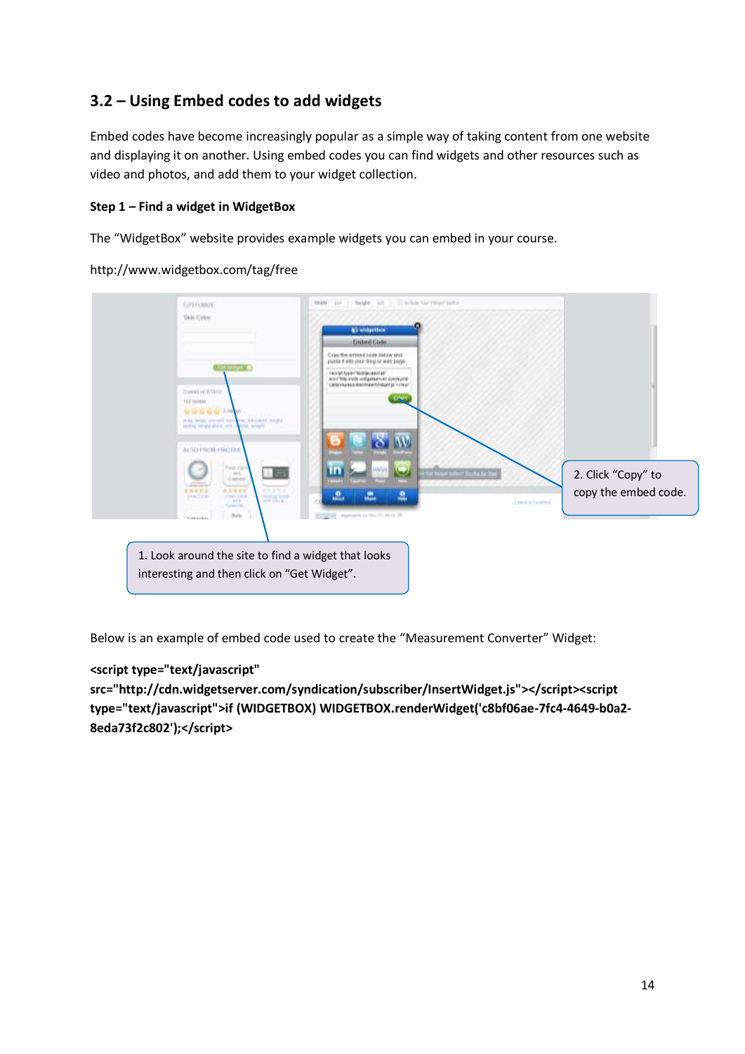## 3.2 – Using Embed codes to add widgets

Embed codes have become increasingly popular as a simple way of taking content from one website and displaying it on another. Using embed codes you can find widgets and other resources such as video and photos, and add them to your widget collection.

**Step 1 – Find a widget in WidgetBox**

The “WidgetBox” website provides example widgets you can embed in your course.

http://www.widgetbox.com/tag/free

2. Click “Copy” to copy the embed code.

1. Look around the site to find a widget that looks interesting and then click on “Get Widget”.

Below is an example of embed code used to create the “Measurement Converter” Widget:

**<script type="text/javascript" src="http://cdn.widgetserver.com/syndication/subscriber/InsertWidget.js"></script><script type="text/javascript">if (WIDGETBOX) WIDGETBOX.renderWidget('c8bf06ae-7fc4-4649-b0a2-8eda73f2c802');</script>**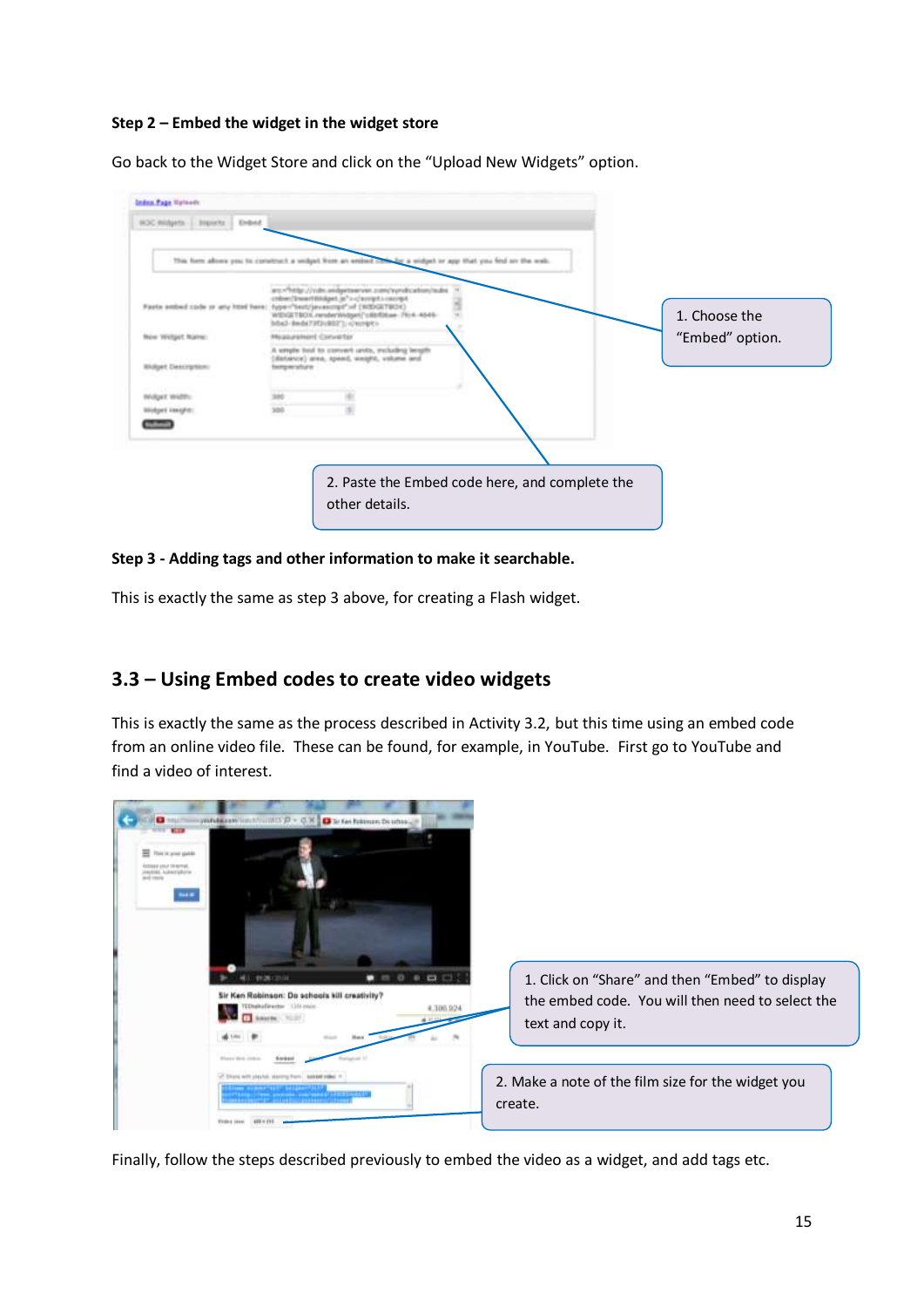**Step 2 – Embed the widget in the widget store**

Go back to the Widget Store and click on the "Upload New Widgets" option.

1. Choose the "Embed" option.

2. Paste the Embed code here, and complete the other details.

**Step 3 - Adding tags and other information to make it searchable.**

This is exactly the same as step 3 above, for creating a Flash widget.

## 3.3 – Using Embed codes to create video widgets

This is exactly the same as the process described in Activity 3.2, but this time using an embed code from an online video file. These can be found, for example, in YouTube. First go to YouTube and find a video of interest.

1. Click on "Share" and then "Embed" to display the embed code. You will then need to select the text and copy it.

2. Make a note of the film size for the widget you create.

Finally, follow the steps described previously to embed the video as a widget, and add tags etc.